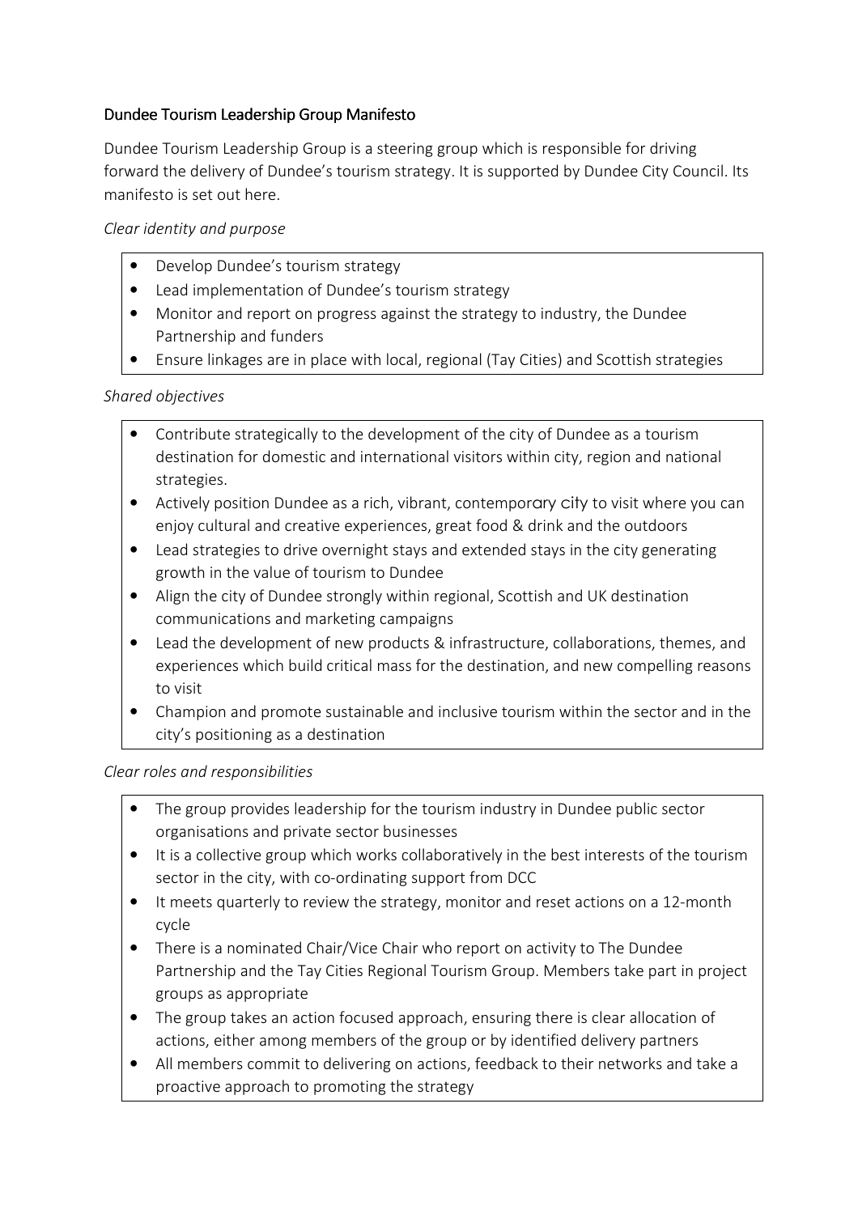# Dundee Tourism Leadership Group Manifesto

Dundee Tourism Leadership Group is a steering group which is responsible for driving forward the delivery of Dundee's tourism strategy. It is supported by Dundee City Council. Its manifesto is set out here.

*Clear identity and purpose*

- Develop Dundee's tourism strategy
- Lead implementation of Dundee's tourism strategy
- Monitor and report on progress against the strategy to industry, the Dundee Partnership and funders
- Ensure linkages are in place with local, regional (Tay Cities) and Scottish strategies

*Shared objectives*

- Contribute strategically to the development of the city of Dundee as a tourism destination for domestic and international visitors within city, region and national strategies.
- Actively position Dundee as a rich, vibrant, contemporary city to visit where you can enjoy cultural and creative experiences, great food & drink and the outdoors
- Lead strategies to drive overnight stays and extended stays in the city generating growth in the value of tourism to Dundee
- Align the city of Dundee strongly within regional, Scottish and UK destination communications and marketing campaigns
- Lead the development of new products & infrastructure, collaborations, themes, and experiences which build critical mass for the destination, and new compelling reasons to visit
- Champion and promote sustainable and inclusive tourism within the sector and in the city's positioning as a destination

*Clear roles and responsibilities*

- The group provides leadership for the tourism industry in Dundee public sector organisations and private sector businesses
- It is a collective group which works collaboratively in the best interests of the tourism sector in the city, with co-ordinating support from DCC
- It meets quarterly to review the strategy, monitor and reset actions on a 12-month cycle
- There is a nominated Chair/Vice Chair who report on activity to The Dundee Partnership and the Tay Cities Regional Tourism Group. Members take part in project groups as appropriate
- The group takes an action focused approach, ensuring there is clear allocation of actions, either among members of the group or by identified delivery partners
- All members commit to delivering on actions, feedback to their networks and take a proactive approach to promoting the strategy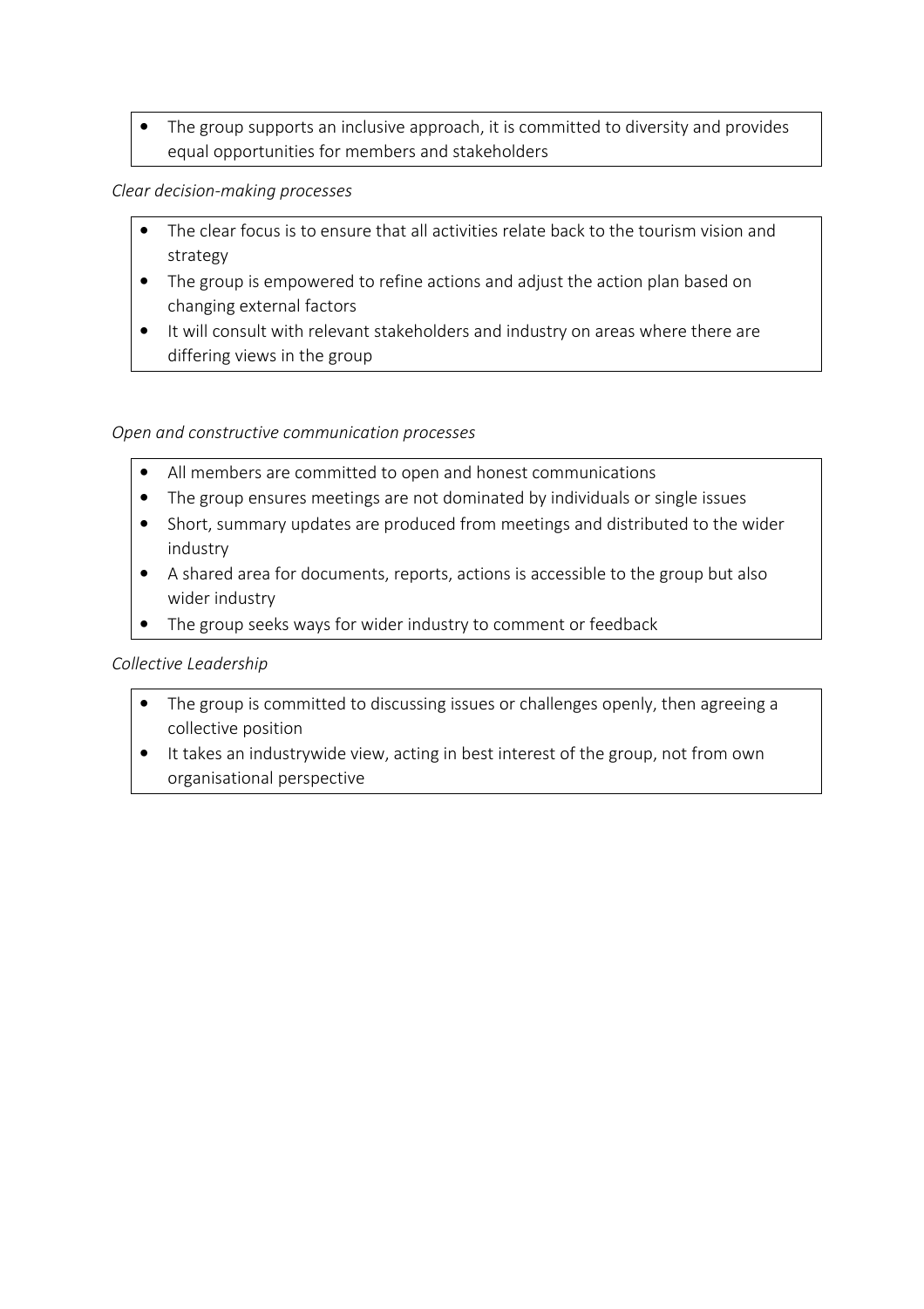- The group supports an inclusive approach, it is committed to diversity and provides equal opportunities for members and stakeholders

*Clear decision-making processes*

- The clear focus is to ensure that all activities relate back to the tourism vision and strategy
- The group is empowered to refine actions and adjust the action plan based on changing external factors
- It will consult with relevant stakeholders and industry on areas where there are differing views in the group

*Open and constructive communication processes*

- All members are committed to open and honest communications
- The group ensures meetings are not dominated by individuals or single issues
- Short, summary updates are produced from meetings and distributed to the wider industry
- A shared area for documents, reports, actions is accessible to the group but also wider industry
- The group seeks ways for wider industry to comment or feedback

*Collective Leadership*

- The group is committed to discussing issues or challenges openly, then agreeing a collective position
- It takes an industrywide view, acting in best interest of the group, not from own organisational perspective